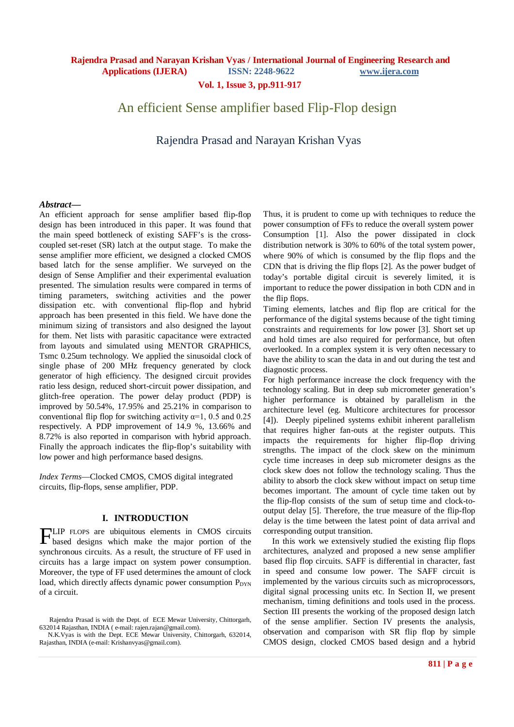# An efficient Sense amplifier based Flip-Flop design

Rajendra Prasad and Narayan Krishan Vyas

***Abstract—***
An efficient approach for sense amplifier based flip-flop design has been introduced in this paper. It was found that the main speed bottleneck of existing SAFF's is the cross-coupled set-reset (SR) latch at the output stage. To make the sense amplifier more efficient, we designed a clocked CMOS based latch for the sense amplifier. We surveyed on the design of Sense Amplifier and their experimental evaluation presented. The simulation results were compared in terms of timing parameters, switching activities and the power dissipation etc. with conventional flip-flop and hybrid approach has been presented in this field. We have done the minimum sizing of transistors and also designed the layout for them. Net lists with parasitic capacitance were extracted from layouts and simulated using MENTOR GRAPHICS, Tsmc 0.25um technology. We applied the sinusoidal clock of single phase of 200 MHz frequency generated by clock generator of high efficiency. The designed circuit provides ratio less design, reduced short-circuit power dissipation, and glitch-free operation. The power delay product (PDP) is improved by 50.54%, 17.95% and 25.21% in comparison to conventional flip flop for switching activity $\alpha=1$, 0.5 and 0.25 respectively. A PDP improvement of 14.9 %, 13.66% and 8.72% is also reported in comparison with hybrid approach. Finally the approach indicates the flip-flop's suitability with low power and high performance based designs.

*Index Terms*—Clocked CMOS, CMOS digital integrated circuits, flip-flops, sense amplifier, PDP.

## I. INTRODUCTION

FLIP FLOPS are ubiquitous elements in CMOS circuits based designs which make the major portion of the synchronous circuits. As a result, the structure of FF used in circuits has a large impact on system power consumption. Moreover, the type of FF used determines the amount of clock load, which directly affects dynamic power consumption $P_{DYN}$ of a circuit.

Thus, it is prudent to come up with techniques to reduce the power consumption of FFs to reduce the overall system power Consumption [1]. Also the power dissipated in clock distribution network is 30% to 60% of the total system power, where 90% of which is consumed by the flip flops and the CDN that is driving the flip flops [2]. As the power budget of today's portable digital circuit is severely limited, it is important to reduce the power dissipation in both CDN and in the flip flops.

Timing elements, latches and flip flop are critical for the performance of the digital systems because of the tight timing constraints and requirements for low power [3]. Short set up and hold times are also required for performance, but often overlooked. In a complex system it is very often necessary to have the ability to scan the data in and out during the test and diagnostic process.

For high performance increase the clock frequency with the technology scaling. But in deep sub micrometer generation's higher performance is obtained by parallelism in the architecture level (eg. Multicore architectures for processor [4]). Deeply pipelined systems exhibit inherent parallelism that requires higher fan-outs at the register outputs. This impacts the requirements for higher flip-flop driving strengths. The impact of the clock skew on the minimum cycle time increases in deep sub micrometer designs as the clock skew does not follow the technology scaling. Thus the ability to absorb the clock skew without impact on setup time becomes important. The amount of cycle time taken out by the flip-flop consists of the sum of setup time and clock-to-output delay [5]. Therefore, the true measure of the flip-flop delay is the time between the latest point of data arrival and corresponding output transition.

In this work we extensively studied the existing flip flops architectures, analyzed and proposed a new sense amplifier based flip flop circuits. SAFF is differential in character, fast in speed and consume low power. The SAFF circuit is implemented by the various circuits such as microprocessors, digital signal processing units etc. In Section II, we present mechanism, timing definitions and tools used in the process. Section III presents the working of the proposed design latch of the sense amplifier. Section IV presents the analysis, observation and comparison with SR flip flop by simple CMOS design, clocked CMOS based design and a hybrid

Rajendra Prasad is with the Dept. of ECE Mewar University, Chittorgarh, 632014 Rajasthan, INDIA ( e-mail: rajen.rajan@gmail.com).
N.K.Vyas is with the Dept. ECE Mewar University, Chittorgarh, 632014, Rajasthan, INDIA (e-mail: Krishanvyas@gmail.com).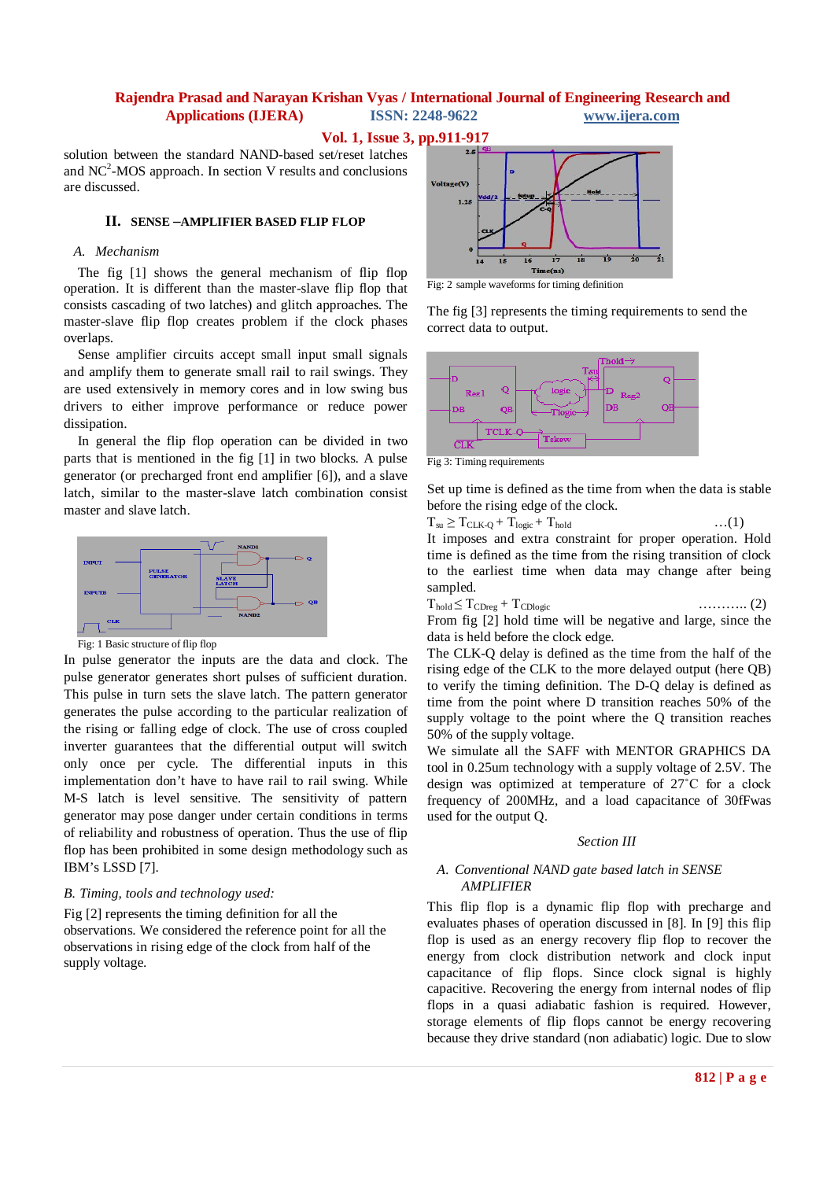solution between the standard NAND-based set/reset latches and $NC^2$-MOS approach. In section V results and conclusions are discussed.

## II. SENSE –AMPLIFIER BASED FLIP FLOP

### A. *Mechanism*

The fig [1] shows the general mechanism of flip flop operation. It is different than the master-slave flip flop that consists cascading of two latches) and glitch approaches. The master-slave flip flop creates problem if the clock phases overlaps.

Sense amplifier circuits accept small input small signals and amplify them to generate small rail to rail swings. They are used extensively in memory cores and in low swing bus drivers to either improve performance or reduce power dissipation.

In general the flip flop operation can be divided in two parts that is mentioned in the fig [1] in two blocks. A pulse generator (or precharged front end amplifier [6]), and a slave latch, similar to the master-slave latch combination consist master and slave latch.

Fig: 1 Basic structure of flip flop

In pulse generator the inputs are the data and clock. The pulse generator generates short pulses of sufficient duration. This pulse in turn sets the slave latch. The pattern generator generates the pulse according to the particular realization of the rising or falling edge of clock. The use of cross coupled inverter guarantees that the differential output will switch only once per cycle. The differential inputs in this implementation don't have to have rail to rail swing. While M-S latch is level sensitive. The sensitivity of pattern generator may pose danger under certain conditions in terms of reliability and robustness of operation. Thus the use of flip flop has been prohibited in some design methodology such as IBM's LSSD [7].

### B. *Timing, tools and technology used:*

Fig [2] represents the timing definition for all the observations. We considered the reference point for all the observations in rising edge of the clock from half of the supply voltage.

Fig: 2 sample waveforms for timing definition

The fig [3] represents the timing requirements to send the correct data to output.

Fig 3: Timing requirements

Set up time is defined as the time from when the data is stable before the rising edge of the clock.

$$T_{su} \geq T_{CLK\text{-}Q} + T_{logic} + T_{hold} \quad \text{...(1)}$$

It imposes and extra constraint for proper operation. Hold time is defined as the time from the rising transition of clock to the earliest time when data may change after being sampled.

$$T_{hold} \leq T_{CDreg} + T_{CDlogic} \quad \text{.......... (2)}$$

From fig [2] hold time will be negative and large, since the data is held before the clock edge.

The CLK-Q delay is defined as the time from the half of the rising edge of the CLK to the more delayed output (here QB) to verify the timing definition. The D-Q delay is defined as time from the point where D transition reaches 50% of the supply voltage to the point where the Q transition reaches 50% of the supply voltage.

We simulate all the SAFF with MENTOR GRAPHICS DA tool in 0.25um technology with a supply voltage of 2.5V. The design was optimized at temperature of 27˚C for a clock frequency of 200MHz, and a load capacitance of 30fFwas used for the output Q.

## *Section III*

### A. *Conventional NAND gate based latch in SENSE AMPLIFIER*

This flip flop is a dynamic flip flop with precharge and evaluates phases of operation discussed in [8]. In [9] this flip flop is used as an energy recovery flip flop to recover the energy from clock distribution network and clock input capacitance of flip flops. Since clock signal is highly capacitive. Recovering the energy from internal nodes of flip flops in a quasi adiabatic fashion is required. However, storage elements of flip flops cannot be energy recovering because they drive standard (non adiabatic) logic. Due to slow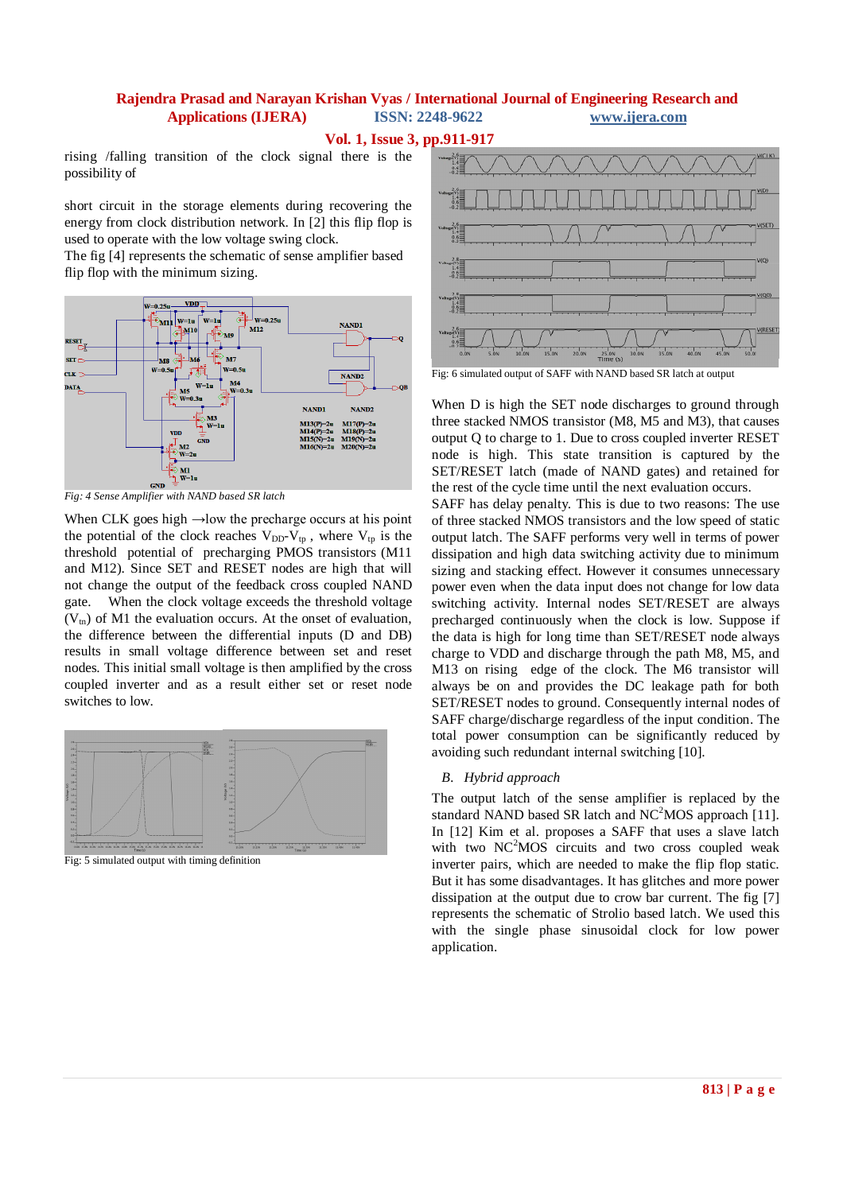rising /falling transition of the clock signal there is the possibility of

short circuit in the storage elements during recovering the energy from clock distribution network. In [2] this flip flop is used to operate with the low voltage swing clock.
The fig [4] represents the schematic of sense amplifier based flip flop with the minimum sizing.

*Fig: 4 Sense Amplifier with NAND based SR latch*

When CLK goes high →low the precharge occurs at his point the potential of the clock reaches $V_{DD}$-$V_{tp}$ , where $V_{tp}$ is the threshold potential of precharging PMOS transistors (M11 and M12). Since SET and RESET nodes are high that will not change the output of the feedback cross coupled NAND gate. When the clock voltage exceeds the threshold voltage ($V_{tn}$) of M1 the evaluation occurs. At the onset of evaluation, the difference between the differential inputs (D and DB) results in small voltage difference between set and reset nodes. This initial small voltage is then amplified by the cross coupled inverter and as a result either set or reset node switches to low.

Fig: 5 simulated output with timing definition

Fig: 6 simulated output of SAFF with NAND based SR latch at output

When D is high the SET node discharges to ground through three stacked NMOS transistor (M8, M5 and M3), that causes output Q to charge to 1. Due to cross coupled inverter RESET node is high. This state transition is captured by the SET/RESET latch (made of NAND gates) and retained for the rest of the cycle time until the next evaluation occurs.
SAFF has delay penalty. This is due to two reasons: The use of three stacked NMOS transistors and the low speed of static output latch. The SAFF performs very well in terms of power dissipation and high data switching activity due to minimum sizing and stacking effect. However it consumes unnecessary power even when the data input does not change for low data switching activity. Internal nodes SET/RESET are always precharged continuously when the clock is low. Suppose if the data is high for long time than SET/RESET node always charge to VDD and discharge through the path M8, M5, and M13 on rising edge of the clock. The M6 transistor will always be on and provides the DC leakage path for both SET/RESET nodes to ground. Consequently internal nodes of SAFF charge/discharge regardless of the input condition. The total power consumption can be significantly reduced by avoiding such redundant internal switching [10].

### *B. Hybrid approach*

The output latch of the sense amplifier is replaced by the standard NAND based SR latch and $NC^2MOS$ approach [11]. In [12] Kim et al. proposes a SAFF that uses a slave latch with two $NC^2MOS$ circuits and two cross coupled weak inverter pairs, which are needed to make the flip flop static. But it has some disadvantages. It has glitches and more power dissipation at the output due to crow bar current. The fig [7] represents the schematic of Strolio based latch. We used this with the single phase sinusoidal clock for low power application.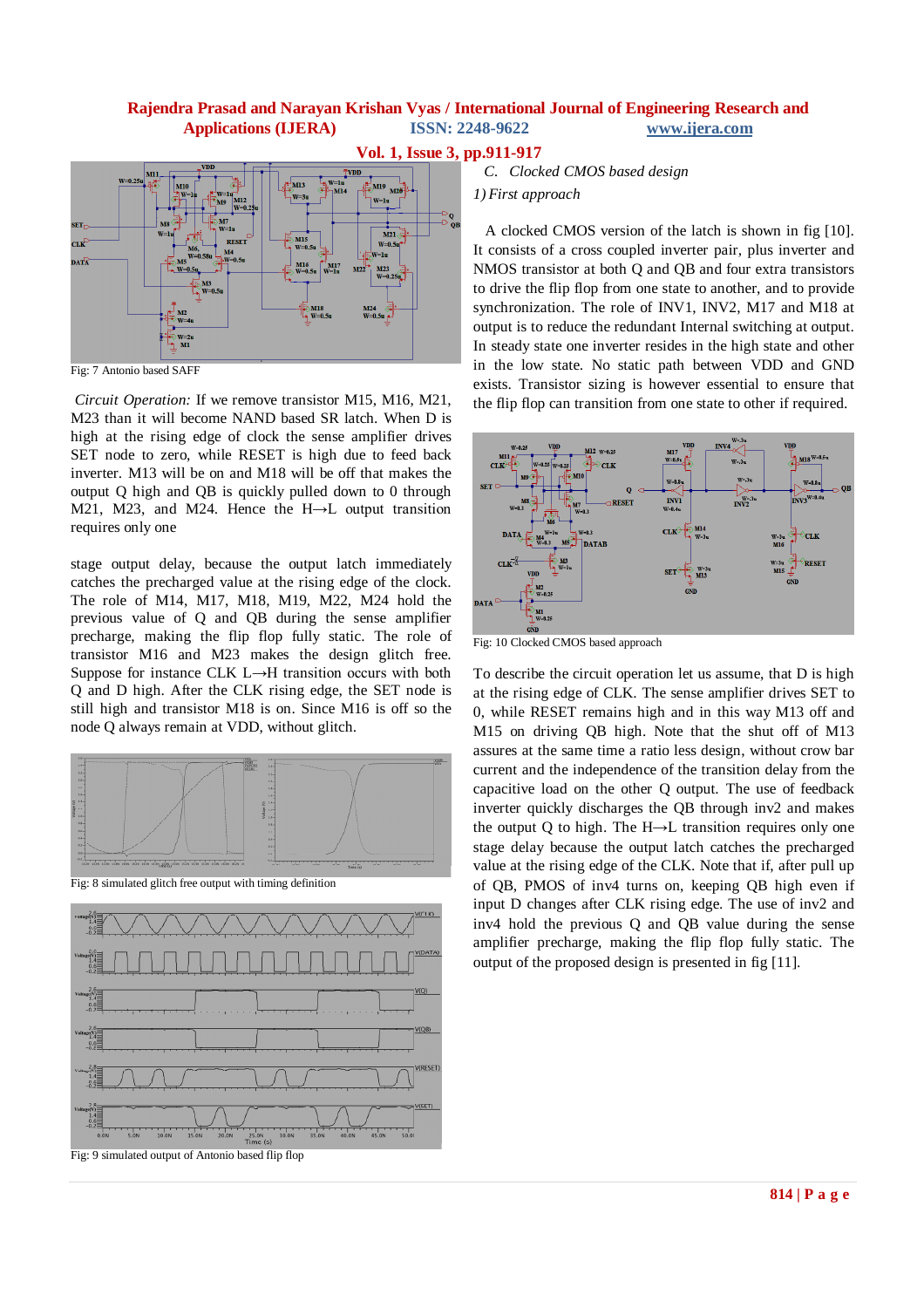Fig: 7 Antonio based SAFF

*Circuit Operation:* If we remove transistor M15, M16, M21, M23 than it will become NAND based SR latch. When D is high at the rising edge of clock the sense amplifier drives SET node to zero, while RESET is high due to feed back inverter. M13 will be on and M18 will be off that makes the output Q high and QB is quickly pulled down to 0 through M21, M23, and M24. Hence the H→L output transition requires only one

stage output delay, because the output latch immediately catches the precharged value at the rising edge of the clock. The role of M14, M17, M18, M19, M22, M24 hold the previous value of Q and QB during the sense amplifier precharge, making the flip flop fully static. The role of transistor M16 and M23 makes the design glitch free. Suppose for instance CLK L→H transition occurs with both Q and D high. After the CLK rising edge, the SET node is still high and transistor M18 is on. Since M16 is off so the node Q always remain at VDD, without glitch.

Fig: 8 simulated glitch free output with timing definition

Fig: 9 simulated output of Antonio based flip flop

*C. Clocked CMOS based design*

*1) First approach*

A clocked CMOS version of the latch is shown in fig [10]. It consists of a cross coupled inverter pair, plus inverter and NMOS transistor at both Q and QB and four extra transistors to drive the flip flop from one state to another, and to provide synchronization. The role of INV1, INV2, M17 and M18 at output is to reduce the redundant Internal switching at output. In steady state one inverter resides in the high state and other in the low state. No static path between VDD and GND exists. Transistor sizing is however essential to ensure that the flip flop can transition from one state to other if required.

Fig: 10 Clocked CMOS based approach

To describe the circuit operation let us assume, that D is high at the rising edge of CLK. The sense amplifier drives SET to 0, while RESET remains high and in this way M13 off and M15 on driving QB high. Note that the shut off of M13 assures at the same time a ratio less design, without crow bar current and the independence of the transition delay from the capacitive load on the other Q output. The use of feedback inverter quickly discharges the QB through inv2 and makes the output Q to high. The H→L transition requires only one stage delay because the output latch catches the precharged value at the rising edge of the CLK. Note that if, after pull up of QB, PMOS of inv4 turns on, keeping QB high even if input D changes after CLK rising edge. The use of inv2 and inv4 hold the previous Q and QB value during the sense amplifier precharge, making the flip flop fully static. The output of the proposed design is presented in fig [11].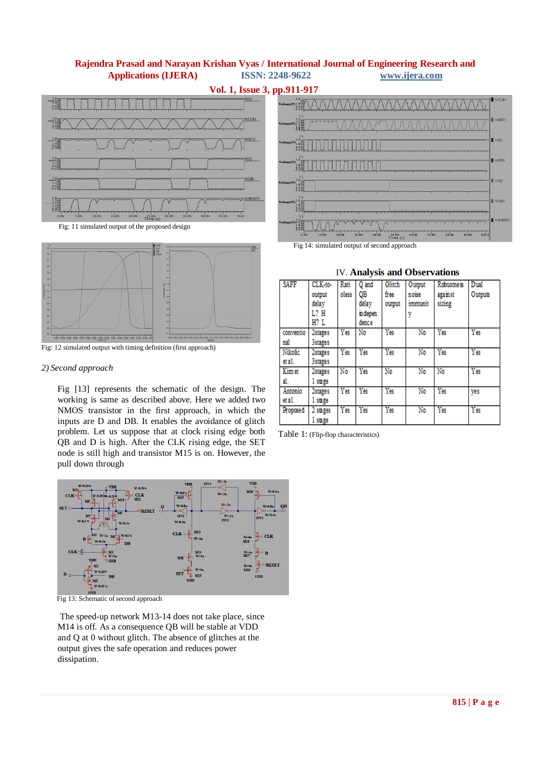Fig: 11 simulated output of the proposed design

Fig: 12 simulated output with timing definition (first approach)

*2) Second approach*

Fig [13] represents the schematic of the design. The working is same as described above. Here we added two NMOS transistor in the first approach, in which the inputs are D and DB. It enables the avoidance of glitch problem. Let us suppose that at clock rising edge both QB and D is high. After the CLK rising edge, the SET node is still high and transistor M15 is on. However, the pull down through

Fig 13: Schematic of second approach

The speed-up network M13-14 does not take place, since M14 is off. As a consequence QB will be stable at VDD and Q at 0 without glitch. The absence of glitches at the output gives the safe operation and reduces power dissipation.

Fig 14: simulated output of second approach

## IV. Analysis and Observations

| SAFF | CLK-to-output delay L? H H? L | Ratioless | Q and QB delay independence | Glitch free output | Output noise immunity | Robustness against sizing | Dual Outputs |
|---|---|---|---|---|---|---|---|
| conventional | 2stages 3stages | Yes | No | Yes | No | Yes | Yes |
| Nikolic et al. | 2stages 3stages | Yes | Yes | Yes | No | Yes | Yes |
| Kim et al. | 2stages 1 stage | No | Yes | No | No | No | Yes |
| Antonio et al. | 2stages 1 stage | Yes | Yes | Yes | No | Yes | yes |
| Proposed | 2 stages 1 stage | Yes | Yes | Yes | No | Yes | Yes |

Table 1: (Flip-flop characteristics)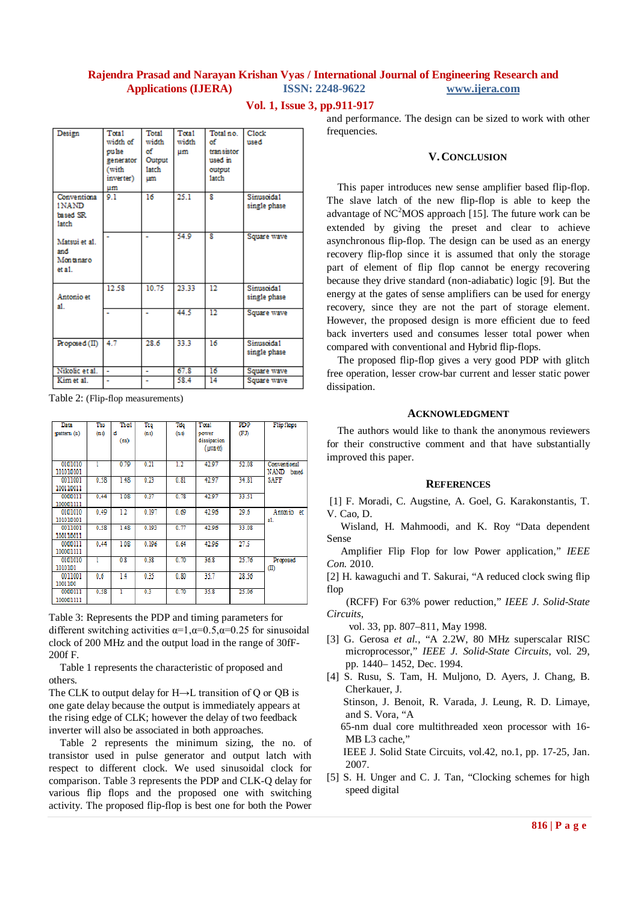| Design | Total width of pulse generator (with inverter) µm | Total width of Output latch µm | Total width µm | Total no. of transistor used in output latch | Clock used |
|---|---|---|---|---|---|
| Conventional 1NAND based SR latch | 9.1 | 16 | 25.1 | 8 | Sinusoidal single phase |
| Matsui et al. and Montanaro et al. | - | - | 54.9 | 8 | Square wave |
| Antonio et al. | 12.58 | 10.75 | 23.33 | 12 | Sinusoidal single phase |
| | - | - | 44.5 | 12 | Square wave |
| Proposed (II) | 4.7 | 28.6 | 33.3 | 16 | Sinusoidal single phase |
| Nikolic et al. | - | - | 67.8 | 16 | Square wave |
| Kim et al. | - | - | 58.4 | 14 | Square wave |

Table 2: (Flip-flop measurements)

| Data pattern (α) | Tsu (ns) | Thold (ns) | Tcq (ns) | Tdq (ns) | Total power dissipation (µwatt) | PDP (FJ) | Flip flops |
|---|---|---|---|---|---|---|---|
| 0101010 101010101 | 1 | 0.79 | 0.21 | 1.2 | 42.97 | 52.08 | Conventional NAND based SAFF |
| 0011001 100110011 | 0.58 | 1.48 | 0.23 | 0.81 | 42.97 | 34.81 | |
| 0000111 100001111 | 0.44 | 1.08 | 0.37 | 0.78 | 42.97 | 33.51 | |
| 0101010 101010101 | 0.49 | 1.2 | 0.197 | 0.69 | 42.96 | 29.6 | Antonio et al. |
| 0011001 100110011 | 0.58 | 1.48 | 0.193 | 0.77 | 42.96 | 33.08 | |
| 0000111 100001111 | 0.44 | 1.08 | 0.196 | 0.64 | 42.96 | 27.5 | |
| 0101010 1010101 | 1 | 0.8 | 0.38 | 0.70 | 36.8 | 25.76 | Proposed (II) |
| 0011001 1001100 | 0.6 | 1.4 | 0.35 | 0.80 | 35.7 | 28.56 | |
| 0000111 100001111 | 0.58 | 1 | 0.3 | 0.70 | 35.8 | 25.06 | |

Table 3: Represents the PDP and timing parameters for different switching activities α=1,α=0.5,α=0.25 for sinusoidal clock of 200 MHz and the output load in the range of 30fF-200f F.

Table 1 represents the characteristic of proposed and others.

The CLK to output delay for H→L transition of Q or QB is one gate delay because the output is immediately appears at the rising edge of CLK; however the delay of two feedback inverter will also be associated in both approaches.

Table 2 represents the minimum sizing, the no. of transistor used in pulse generator and output latch with respect to different clock. We used sinusoidal clock for comparison. Table 3 represents the PDP and CLK-Q delay for various flip flops and the proposed one with switching activity. The proposed flip-flop is best one for both the Power and performance. The design can be sized to work with other frequencies.

## V. Conclusion

This paper introduces new sense amplifier based flip-flop. The slave latch of the new flip-flop is able to keep the advantage of NC$^2$MOS approach [15]. The future work can be extended by giving the preset and clear to achieve asynchronous flip-flop. The design can be used as an energy recovery flip-flop since it is assumed that only the storage part of element of flip flop cannot be energy recovering because they drive standard (non-adiabatic) logic [9]. But the energy at the gates of sense amplifiers can be used for energy recovery, since they are not the part of storage element. However, the proposed design is more efficient due to feed back inverters used and consumes lesser total power when compared with conventional and Hybrid flip-flops.

The proposed flip-flop gives a very good PDP with glitch free operation, lesser crow-bar current and lesser static power dissipation.

## Acknowledgment

The authors would like to thank the anonymous reviewers for their constructive comment and that have substantially improved this paper.

## References

[1] F. Moradi, C. Augstine, A. Goel, G. Karakonstantis, T. V. Cao, D. Wisland, H. Mahmoodi, and K. Roy "Data dependent Sense Amplifier Flip Flop for low Power application," *IEEE Con.* 2010.

[2] H. kawaguchi and T. Sakurai, "A reduced clock swing flip flop (RCFF) For 63% power reduction," *IEEE J. Solid-State Circuits*, vol. 33, pp. 807–811, May 1998.

[3] G. Gerosa *et al.*, "A 2.2W, 80 MHz superscalar RISC microprocessor," *IEEE J. Solid-State Circuits*, vol. 29, pp. 1440– 1452, Dec. 1994.

[4] S. Rusu, S. Tam, H. Muljono, D. Ayers, J. Chang, B. Cherkauer, J. Stinson, J. Benoit, R. Varada, J. Leung, R. D. Limaye, and S. Vora, "A 65-nm dual core multithreaded xeon processor with 16-MB L3 cache," IEEE J. Solid State Circuits, vol.42, no.1, pp. 17-25, Jan. 2007.

[5] S. H. Unger and C. J. Tan, "Clocking schemes for high speed digital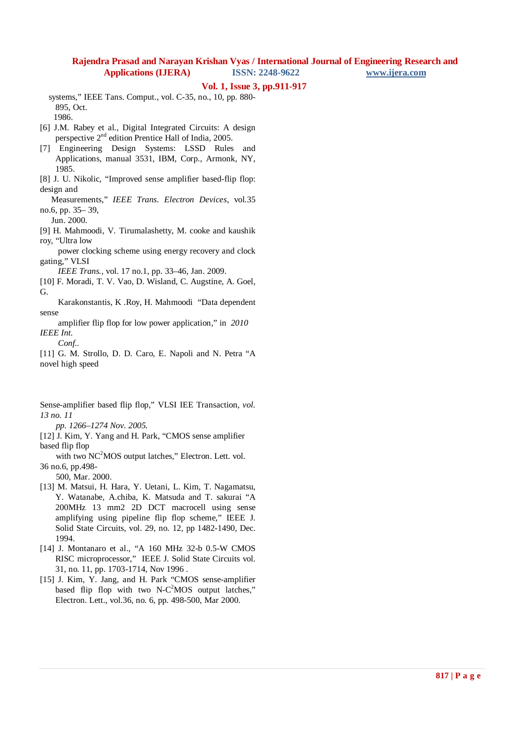systems," IEEE Tans. Comput., vol. C-35, no., 10, pp. 880-895, Oct. 1986.

[6] J.M. Rabey et al., Digital Integrated Circuits: A design perspective 2nd edition Prentice Hall of India, 2005.

[7] Engineering Design Systems: LSSD Rules and Applications, manual 3531, IBM, Corp., Armonk, NY, 1985.

[8] J. U. Nikolic, "Improved sense amplifier based-flip flop: design and Measurements," *IEEE Trans. Electron Devices*, vol.35 no.6, pp. 35– 39, Jun. 2000.

[9] H. Mahmoodi, V. Tirumalashetty, M. cooke and kaushik roy, "Ultra low power clocking scheme using energy recovery and clock gating," VLSI *IEEE Trans.*, vol. 17 no.1, pp. 33–46, Jan. 2009.

[10] F. Moradi, T. V. Vao, D. Wisland, C. Augstine, A. Goel, G. Karakonstantis, K .Roy, H. Mahmoodi "Data dependent sense amplifier flip flop for low power application," in *2010 IEEE Int. Conf.*.

[11] G. M. Strollo, D. D. Caro, E. Napoli and N. Petra "A novel high speed Sense-amplifier based flip flop," VLSI IEE Transaction, *vol. 13 no. 11 pp. 1266–1274 Nov. 2005.*

[12] J. Kim, Y. Yang and H. Park, "CMOS sense amplifier based flip flop with two $NC^2MOS$ output latches," Electron. Lett. vol. 36 no.6, pp.498-500, Mar. 2000.

[13] M. Matsui, H. Hara, Y. Uetani, L. Kim, T. Nagamatsu, Y. Watanabe, A.chiba, K. Matsuda and T. sakurai "A 200MHz 13 mm2 2D DCT macrocell using sense amplifying using pipeline flip flop scheme," IEEE J. Solid State Circuits, vol. 29, no. 12, pp 1482-1490, Dec. 1994.

[14] J. Montanaro et al., "A 160 MHz 32-b 0.5-W CMOS RISC microprocessor," IEEE J. Solid State Circuits vol. 31, no. 11, pp. 1703-1714, Nov 1996 .

[15] J. Kim, Y. Jang, and H. Park "CMOS sense-amplifier based flip flop with two $N\text{-}C^2MOS$ output latches," Electron. Lett., vol.36, no. 6, pp. 498-500, Mar 2000.